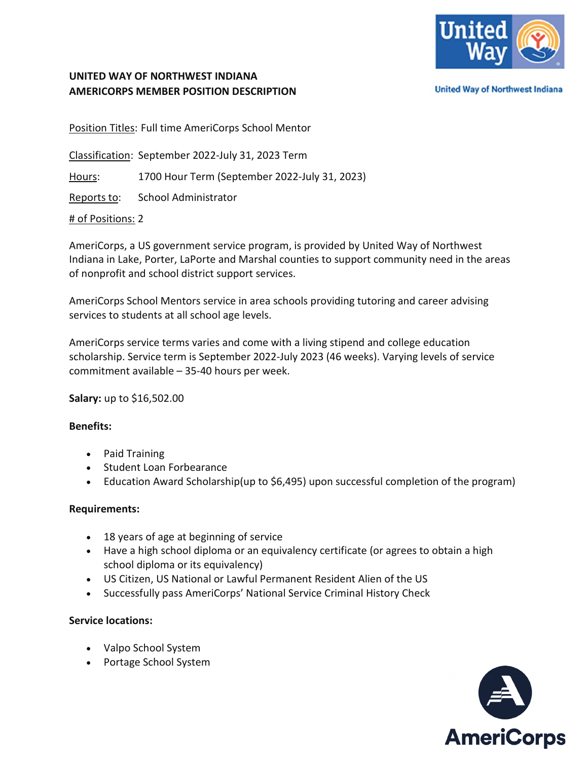# UNITED WAY OF NORTHWEST INDIANA
# AMERICORPS MEMBER POSITION DESCRIPTION

Position Titles: Full time AmeriCorps School Mentor

Classification: September 2022-July 31, 2023 Term

Hours: 1700 Hour Term (September 2022-July 31, 2023)

Reports to: School Administrator

\# of Positions: 2

AmeriCorps, a US government service program, is provided by United Way of Northwest Indiana in Lake, Porter, LaPorte and Marshal counties to support community need in the areas of nonprofit and school district support services.

AmeriCorps School Mentors service in area schools providing tutoring and career advising services to students at all school age levels.

AmeriCorps service terms varies and come with a living stipend and college education scholarship. Service term is September 2022-July 2023 (46 weeks). Varying levels of service commitment available – 35-40 hours per week.

**Salary:** up to $16,502.00

**Benefits:**

- Paid Training
- Student Loan Forbearance
- Education Award Scholarship(up to $6,495) upon successful completion of the program)

**Requirements:**

- 18 years of age at beginning of service
- Have a high school diploma or an equivalency certificate (or agrees to obtain a high school diploma or its equivalency)
- US Citizen, US National or Lawful Permanent Resident Alien of the US
- Successfully pass AmeriCorps' National Service Criminal History Check

**Service locations:**

- Valpo School System
- Portage School System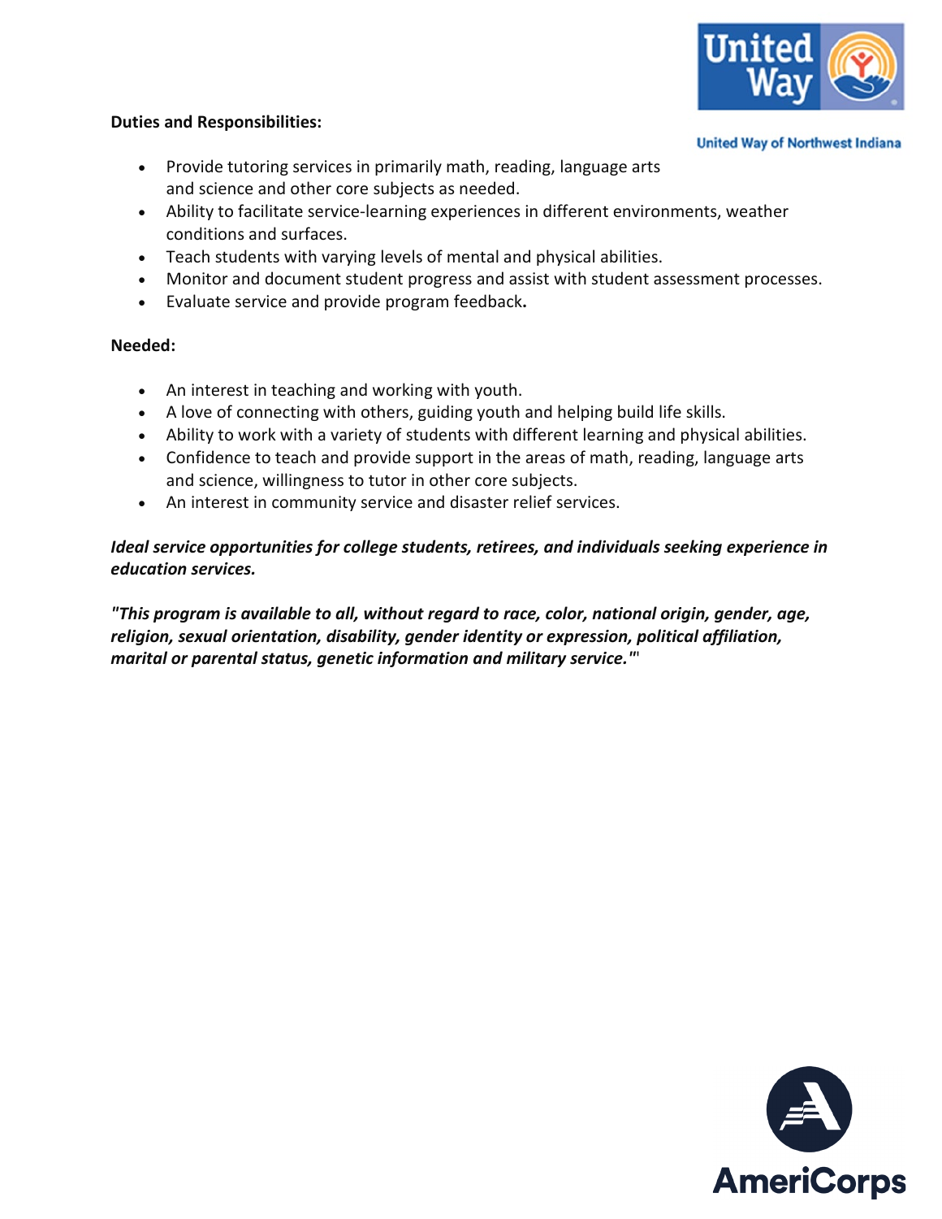United Way of Northwest Indiana

**Duties and Responsibilities:**

- Provide tutoring services in primarily math, reading, language arts and science and other core subjects as needed.
- Ability to facilitate service-learning experiences in different environments, weather conditions and surfaces.
- Teach students with varying levels of mental and physical abilities.
- Monitor and document student progress and assist with student assessment processes.
- Evaluate service and provide program feedback**.**

**Needed:**

- An interest in teaching and working with youth.
- A love of connecting with others, guiding youth and helping build life skills.
- Ability to work with a variety of students with different learning and physical abilities.
- Confidence to teach and provide support in the areas of math, reading, language arts and science, willingness to tutor in other core subjects.
- An interest in community service and disaster relief services.

***Ideal service opportunities for college students, retirees, and individuals seeking experience in education services.***

***"This program is available to all, without regard to race, color, national origin, gender, age, religion, sexual orientation, disability, gender identity or expression, political affiliation, marital or parental status, genetic information and military service."***

AmeriCorps